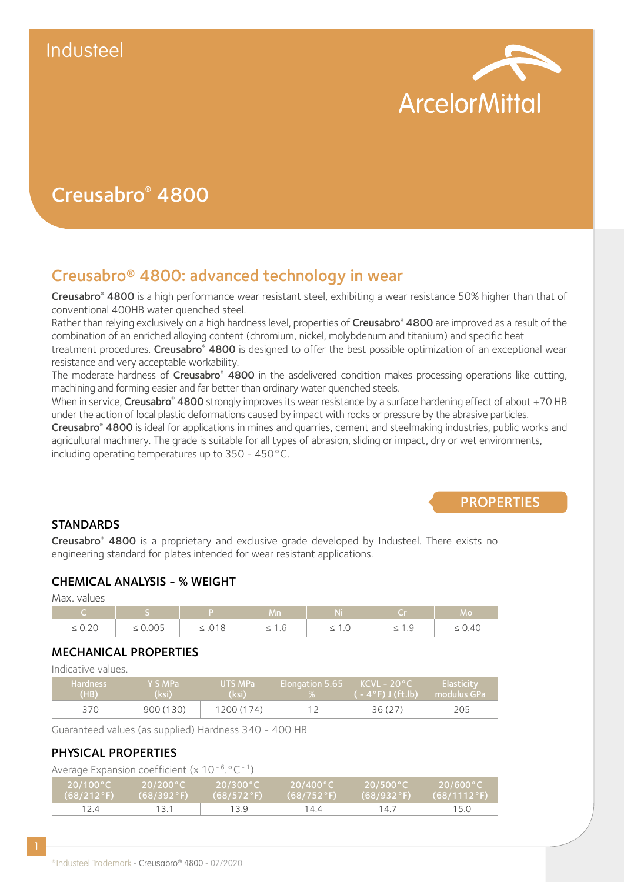Industeel

ArcelorMittal

# Creusabro® 4800

## Creusabro® 4800: advanced technology in wear

**Creusabro® 4800** is a high performance wear resistant steel, exhibiting a wear resistance 50% higher than that of conventional 400HB water quenched steel.

Rather than relying exclusively on a high hardness level, properties of **Creusabro® 4800** are improved as a result of the combination of an enriched alloying content (chromium, nickel, molybdenum and titanium) and specific heat treatment procedures. **Creusabro® 4800** is designed to offer the best possible optimization of an exceptional wear resistance and very acceptable workability.

The moderate hardness of **Creusabro® 4800** in the asdelivered condition makes processing operations like cutting, machining and forming easier and far better than ordinary water quenched steels.

When in service, **Creusabro® 4800** strongly improves its wear resistance by a surface hardening effect of about +70 HB under the action of local plastic deformations caused by impact with rocks or pressure by the abrasive particles.

**Creusabro® 4800** is ideal for applications in mines and quarries, cement and steelmaking industries, public works and agricultural machinery. The grade is suitable for all types of abrasion, sliding or impact, dry or wet environments, including operating temperatures up to 350 - 450°C.

## PROPERTIES

### STANDARDS

**Creusabro® 4800** is a proprietary and exclusive grade developed by Industeel. There exists no engineering standard for plates intended for wear resistant applications.

### CHEMICAL ANALYSIS - % WEIGHT

Max. values

| C | S | P | Mn | Ni | Cr | Mo |
|---|---|---|---|---|---|---|
| ≤ 0.20 | ≤ 0.005 | ≤ .018 | ≤ 1.6 | ≤ 1.0 | ≤ 1.9 | ≤ 0.40 |

### MECHANICAL PROPERTIES

Indicative values.

| Hardness (HB) | Y S MPa (ksi) | UTS MPa (ksi) | Elongation 5.65 % | KCVL - 20°C ( - 4°F) J (ft.lb) | Elasticity modulus GPa |
|---|---|---|---|---|---|
| 370 | 900 (130) | 1200 (174) | 12 | 36 (27) | 205 |

Guaranteed values (as supplied) Hardness 340 - 400 HB

### PHYSICAL PROPERTIES

Average Expansion coefficient (x $10^{-6}.°C^{-1}$)

| 20/100°C (68/212°F) | 20/200°C (68/392°F) | 20/300°C (68/572°F) | 20/400°C (68/752°F) | 20/500°C (68/932°F) | 20/600°C (68/1112°F) |
|---|---|---|---|---|---|
| 12.4 | 13.1 | 13.9 | 14.4 | 14.7 | 15.0 |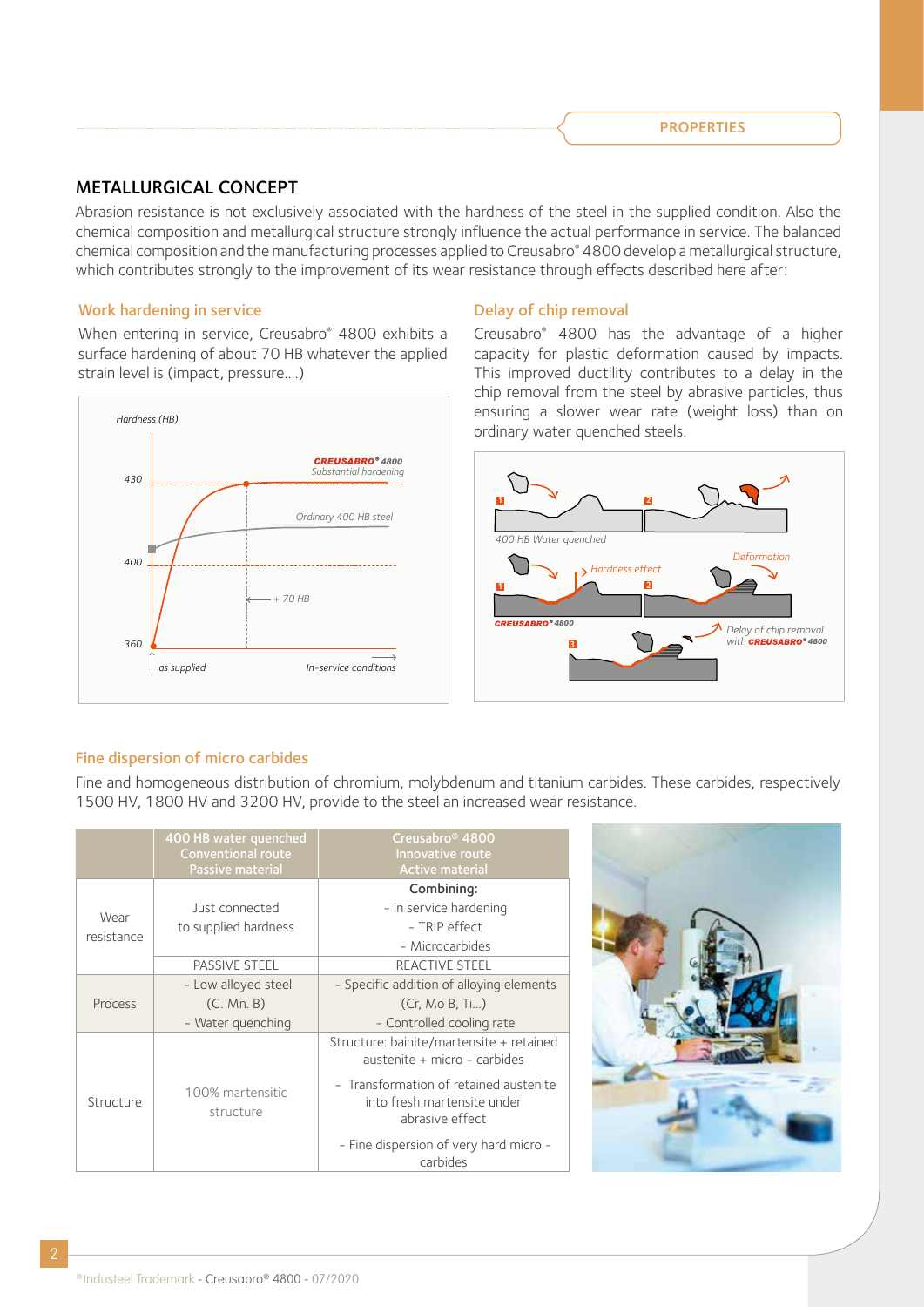## METALLURGICAL CONCEPT

Abrasion resistance is not exclusively associated with the hardness of the steel in the supplied condition. Also the chemical composition and metallurgical structure strongly influence the actual performance in service. The balanced chemical composition and the manufacturing processes applied to Creusabro® 4800 develop a metallurgical structure, which contributes strongly to the improvement of its wear resistance through effects described here after:

### Work hardening in service

When entering in service, Creusabro® 4800 exhibits a surface hardening of about 70 HB whatever the applied strain level is (impact, pressure....)

Hardness (HB)
430
400
360
CREUSABRO® 4800
Substantial hardening
Ordinary 400 HB steel
+ 70 HB
as supplied
In-service conditions

### Delay of chip removal

Creusabro® 4800 has the advantage of a higher capacity for plastic deformation caused by impacts. This improved ductility contributes to a delay in the chip removal from the steel by abrasive particles, thus ensuring a slower wear rate (weight loss) than on ordinary water quenched steels.

1
2
400 HB Water quenched
1
Hardness effect
2
Deformation
CREUSABRO® 4800
3
Delay of chip removal with CREUSABRO® 4800

### Fine dispersion of micro carbides

Fine and homogeneous distribution of chromium, molybdenum and titanium carbides. These carbides, respectively 1500 HV, 1800 HV and 3200 HV, provide to the steel an increased wear resistance.

| | 400 HB water quenched<br>Conventional route<br>Passive material | Creusabro® 4800<br>Innovative route<br>Active material |
|---|---|---|
| Wear resistance | Just connected to supplied hardness | Combining:<br>- in service hardening<br>- TRIP effect<br>- Microcarbides |
| | PASSIVE STEEL | REACTIVE STEEL |
| Process | - Low alloyed steel<br>(C. Mn. B)<br>- Water quenching | - Specific addition of alloying elements<br>(Cr, Mo B, Ti...)<br>- Controlled cooling rate |
| Structure | 100% martensitic structure | Structure: bainite/martensite + retained austenite + micro - carbides<br>- Transformation of retained austenite into fresh martensite under abrasive effect<br>- Fine dispersion of very hard micro - carbides |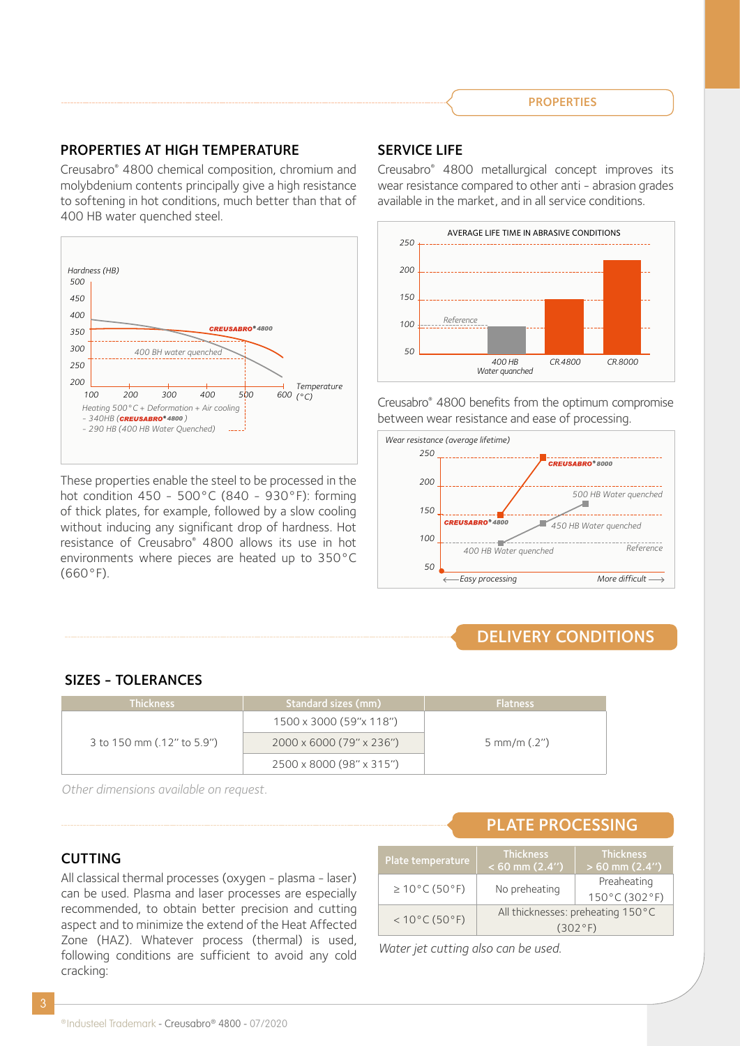## PROPERTIES

### PROPERTIES AT HIGH TEMPERATURE

Creusabro® 4800 chemical composition, chromium and molybdenum contents principally give a high resistance to softening in hot conditions, much better than that of 400 HB water quenched steel.

Hardness (HB)
500
450
400
350
300
250
200
100 200 300 400 500 600
Temperature (°C)
CREUSABRO® 4800
400 BH water quenched
Heating 500°C + Deformation + Air cooling
- 340HB (CREUSABRO® 4800)
- 290 HB (400 HB Water Quenched)

These properties enable the steel to be processed in the hot condition 450 - 500°C (840 - 930°F): forming of thick plates, for example, followed by a slow cooling without inducing any significant drop of hardness. Hot resistance of Creusabro® 4800 allows its use in hot environments where pieces are heated up to 350°C (660°F).

### SERVICE LIFE

Creusabro® 4800 metallurgical concept improves its wear resistance compared to other anti - abrasion grades available in the market, and in all service conditions.

AVERAGE LIFE TIME IN ABRASIVE CONDITIONS
250
200
150
100
50
Reference
400 HB Water quenched
CR.4800
CR.8000

Creusabro® 4800 benefits from the optimum compromise between wear resistance and ease of processing.

Wear resistance (average lifetime)
250
200
150
100
50
CREUSABRO® 8000
500 HB Water quenched
CREUSABRO® 4800
450 HB Water quenched
400 HB Water quenched
Reference
Easy processing
More difficult

## DELIVERY CONDITIONS

### SIZES - TOLERANCES

| Thickness | Standard sizes (mm) | Flatness |
|---|---|---|
| 3 to 150 mm (.12" to 5.9") | 1500 x 3000 (59"x 118") | 5 mm/m (.2") |
| | 2000 x 6000 (79" x 236") | |
| | 2500 x 8000 (98" x 315") | |

*Other dimensions available on request.*

## PLATE PROCESSING

### CUTTING

All classical thermal processes (oxygen - plasma - laser) can be used. Plasma and laser processes are especially recommended, to obtain better precision and cutting aspect and to minimize the extend of the Heat Affected Zone (HAZ). Whatever process (thermal) is used, following conditions are sufficient to avoid any cold cracking:

| Plate temperature | Thickness < 60 mm (2.4") | Thickness > 60 mm (2.4") |
|---|---|---|
| ≥ 10°C (50°F) | No preheating | Preheating 150°C (302°F) |
| < 10°C (50°F) | All thicknesses: preheating 150°C (302°F) | |

*Water jet cutting also can be used.*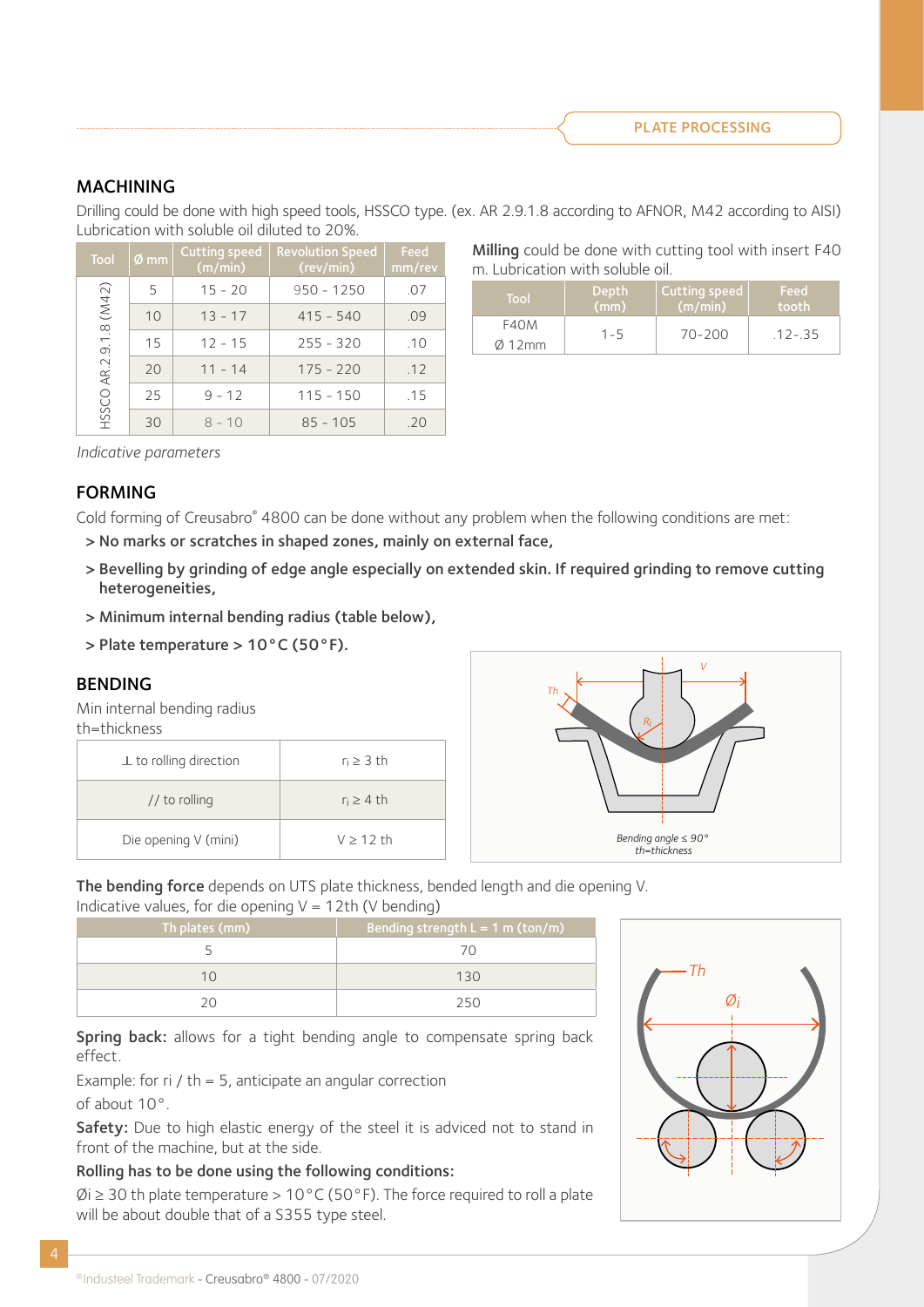## MACHINING

Drilling could be done with high speed tools, HSSCO type. (ex. AR 2.9.1.8 according to AFNOR, M42 according to AISI) Lubrication with soluble oil diluted to 20%.

| Tool | Ø mm | Cutting speed (m/min) | Revolution Speed (rev/min) | Feed mm/rev |
|---|---|---|---|---|
| HSSCO AR 2.9.1.8 (M42) | 5 | 15 - 20 | 950 - 1250 | .07 |
| | 10 | 13 - 17 | 415 - 540 | .09 |
| | 15 | 12 - 15 | 255 - 320 | .10 |
| | 20 | 11 - 14 | 175 - 220 | .12 |
| | 25 | 9 - 12 | 115 - 150 | .15 |
| | 30 | 8 - 10 | 85 - 105 | .20 |

*Indicative parameters*

**Milling** could be done with cutting tool with insert F40 m. Lubrication with soluble oil.

| Tool | Depth (mm) | Cutting speed (m/min) | Feed tooth |
|---|---|---|---|
| F40M Ø 12mm | 1-5 | 70-200 | .12-.35 |

## FORMING

Cold forming of Creusabro® 4800 can be done without any problem when the following conditions are met:

- **No marks or scratches in shaped zones, mainly on external face,**
- **Bevelling by grinding of edge angle especially on extended skin. If required grinding to remove cutting heterogeneities,**
- **Minimum internal bending radius (table below),**
- **Plate temperature > 10°C (50°F).**

## BENDING

Min internal bending radius
th=thickness

| | |
|---|---|
| ⊥ to rolling direction | $r_i \geq 3$ th |
| // to rolling | $r_i \geq 4$ th |
| Die opening V (mini) | V ≥ 12 th |

Th
V
$R_i$
*Bending angle ≤ 90°*
*th=thickness*

**The bending force** depends on UTS plate thickness, bended length and die opening V.
Indicative values, for die opening V = 12th (V bending)

| Th plates (mm) | Bending strength L = 1 m (ton/m) |
|---|---|
| 5 | 70 |
| 10 | 130 |
| 20 | 250 |

**Spring back:** allows for a tight bending angle to compensate spring back effect.

Example: for ri / th = 5, anticipate an angular correction of about 10°.

**Safety:** Due to high elastic energy of the steel it is adviced not to stand in front of the machine, but at the side.

**Rolling has to be done using the following conditions:**

Øi ≥ 30 th plate temperature > 10°C (50°F). The force required to roll a plate will be about double that of a S355 type steel.

Th
Øi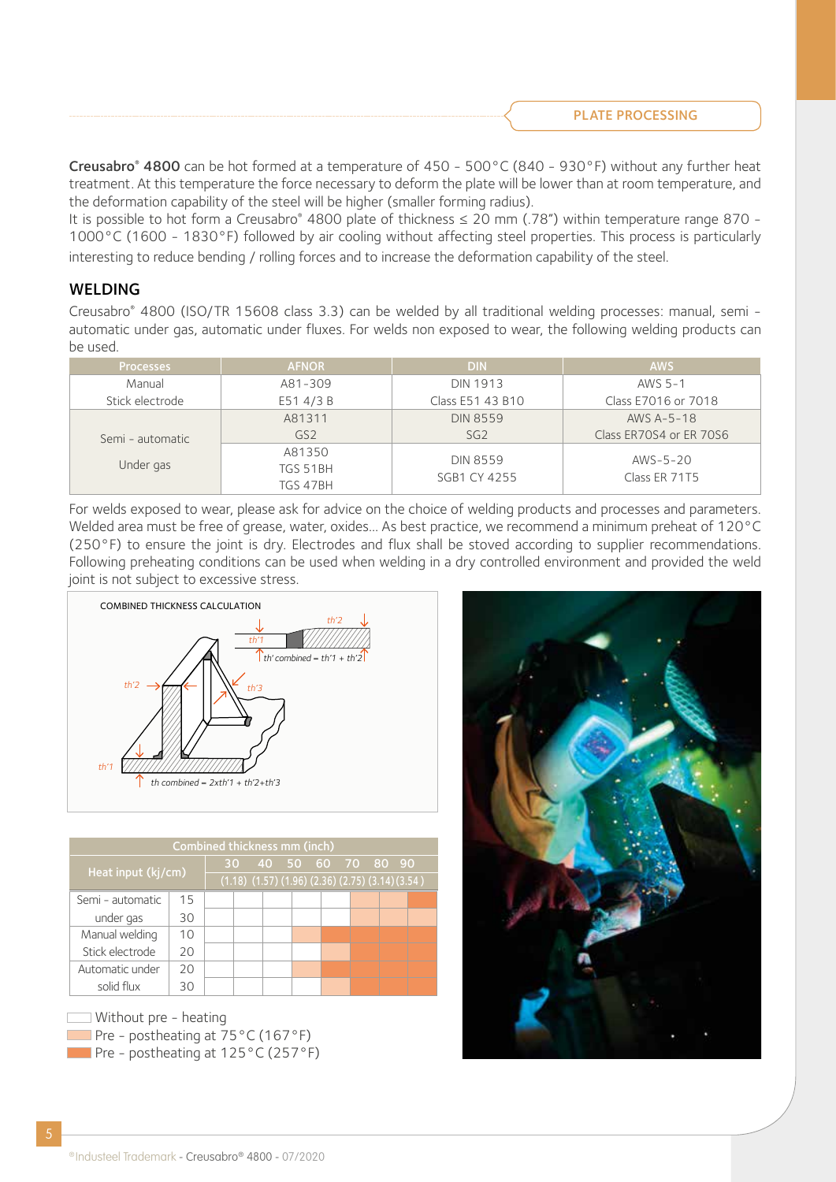**Creusabro® 4800** can be hot formed at a temperature of 450 - 500°C (840 - 930°F) without any further heat treatment. At this temperature the force necessary to deform the plate will be lower than at room temperature, and the deformation capability of the steel will be higher (smaller forming radius).
It is possible to hot form a Creusabro® 4800 plate of thickness ≤ 20 mm (.78") within temperature range 870 - 1000°C (1600 - 1830°F) followed by air cooling without affecting steel properties. This process is particularly interesting to reduce bending / rolling forces and to increase the deformation capability of the steel.

## WELDING

Creusabro® 4800 (ISO/TR 15608 class 3.3) can be welded by all traditional welding processes: manual, semi - automatic under gas, automatic under fluxes. For welds non exposed to wear, the following welding products can be used.

| Processes | AFNOR | DIN | AWS |
|---|---|---|---|
| Manual Stick electrode | A81-309 E51 4/3 B | DIN 1913 Class E51 43 B10 | AWS 5-1 Class E7016 or 7018 |
| Semi - automatic Under gas | A81311 GS2 | DIN 8559 SG2 | AWS A-5-18 Class ER70S4 or ER 70S6 |
| | A81350 TGS 51BH TGS 47BH | DIN 8559 SGB1 CY 4255 | AWS-5-20 Class ER 71T5 |

For welds exposed to wear, please ask for advice on the choice of welding products and processes and parameters. Welded area must be free of grease, water, oxides... As best practice, we recommend a minimum preheat of 120°C (250°F) to ensure the joint is dry. Electrodes and flux shall be stoved according to supplier recommendations. Following preheating conditions can be used when welding in a dry controlled environment and provided the weld joint is not subject to excessive stress.

COMBINED THICKNESS CALCULATION

th'1, th'2

th' combined = th'1 + th'2

th'1, th'2, th'3

th combined = 2xth'1 + th'2+th'3

| Heat input (kj/cm) | | Combined thickness mm (inch): < 30 (1.18) | 30–40 (1.18–1.57) | 40–50 (1.57–1.96) | 50–60 (1.96–2.36) | 60–70 (2.36–2.75) | 70–80 (2.75–3.14) | 80–90 (3.14–3.54) | > 90 (3.54) |
|---|---|---|---|---|---|---|---|---|---|
| Semi - automatic under gas | 15 | Without | Without | Without | Without | Without | 75°C | 75°C | 125°C |
| | 30 | Without | Without | Without | Without | Without | 75°C | 75°C | 75°C |
| Manual welding Stick electrode | 10 | Without | Without | Without | 75°C | 125°C | 125°C | 125°C | 125°C |
| | 20 | Without | Without | Without | Without | 75°C | 125°C | 125°C | 125°C |
| Automatic under solid flux | 20 | Without | Without | Without | 75°C | 125°C | 125°C | 125°C | 125°C |
| | 30 | Without | Without | Without | Without | 75°C | 125°C | 125°C | 125°C |

- Without pre - heating
- Pre - postheating at 75°C (167°F)
- Pre - postheating at 125°C (257°F)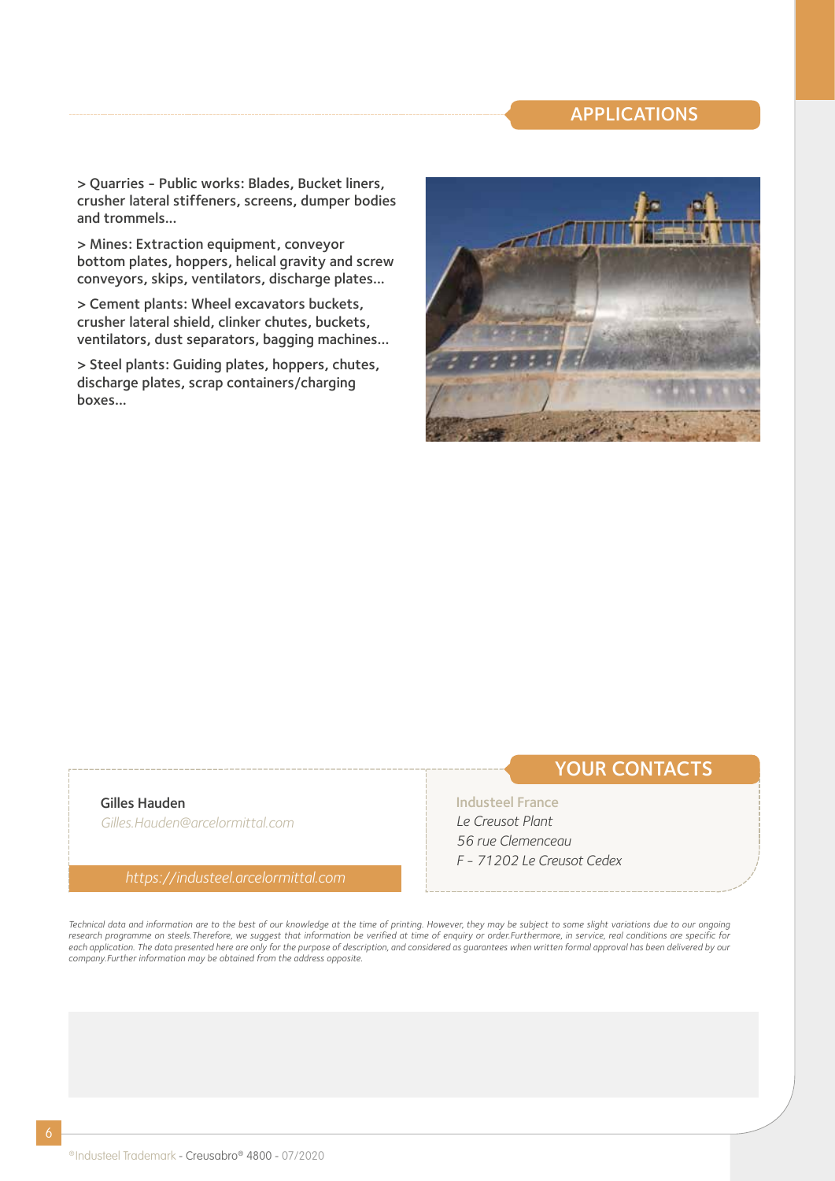## APPLICATIONS

> Quarries - Public works: Blades, Bucket liners, crusher lateral stiffeners, screens, dumper bodies and trommels...

> Mines: Extraction equipment, conveyor bottom plates, hoppers, helical gravity and screw conveyors, skips, ventilators, discharge plates...

> Cement plants: Wheel excavators buckets, crusher lateral shield, clinker chutes, buckets, ventilators, dust separators, bagging machines...

> Steel plants: Guiding plates, hoppers, chutes, discharge plates, scrap containers/charging boxes...

## YOUR CONTACTS

**Gilles Hauden**
*Gilles.Hauden@arcelormittal.com*

*https://industeel.arcelormittal.com*

Industeel France
*Le Creusot Plant*
*56 rue Clemenceau*
*F - 71202 Le Creusot Cedex*

*Technical data and information are to the best of our knowledge at the time of printing. However, they may be subject to some slight variations due to our ongoing research programme on steels.Therefore, we suggest that information be verified at time of enquiry or order.Furthermore, in service, real conditions are specific for each application. The data presented here are only for the purpose of description, and considered as guarantees when written formal approval has been delivered by our company.Further information may be obtained from the address opposite.*

®Industeel Trademark - Creusabro® 4800 - 07/2020